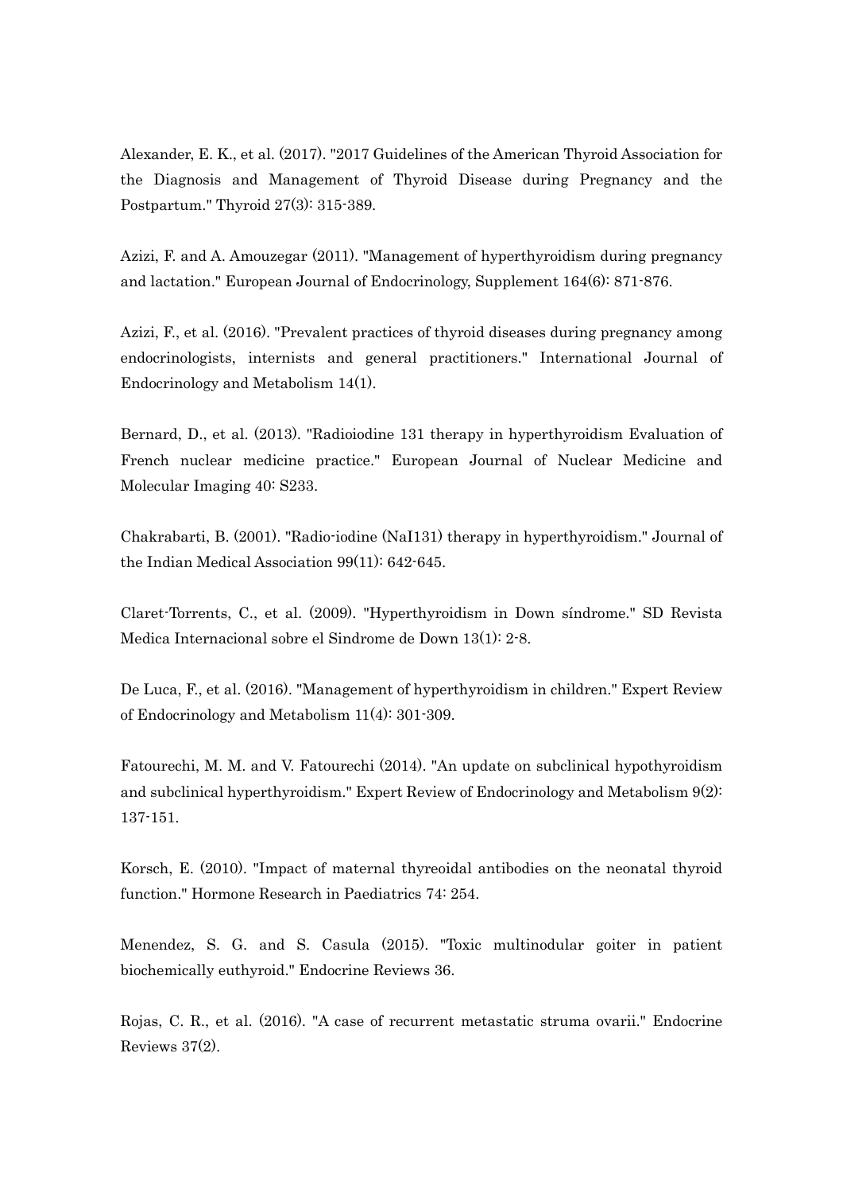Alexander, E. K., et al. (2017). "2017 Guidelines of the American Thyroid Association for the Diagnosis and Management of Thyroid Disease during Pregnancy and the Postpartum." Thyroid 27(3): 315-389.

Azizi, F. and A. Amouzegar (2011). "Management of hyperthyroidism during pregnancy and lactation." European Journal of Endocrinology, Supplement 164(6): 871-876.

Azizi, F., et al. (2016). "Prevalent practices of thyroid diseases during pregnancy among endocrinologists, internists and general practitioners." International Journal of Endocrinology and Metabolism 14(1).

Bernard, D., et al. (2013). "Radioiodine 131 therapy in hyperthyroidism Evaluation of French nuclear medicine practice." European Journal of Nuclear Medicine and Molecular Imaging 40: S233.

Chakrabarti, B. (2001). "Radio-iodine (NaI131) therapy in hyperthyroidism." Journal of the Indian Medical Association 99(11): 642-645.

Claret-Torrents, C., et al. (2009). "Hyperthyroidism in Down síndrome." SD Revista Medica Internacional sobre el Sindrome de Down 13(1): 2-8.

De Luca, F., et al. (2016). "Management of hyperthyroidism in children." Expert Review of Endocrinology and Metabolism 11(4): 301-309.

Fatourechi, M. M. and V. Fatourechi (2014). "An update on subclinical hypothyroidism and subclinical hyperthyroidism." Expert Review of Endocrinology and Metabolism 9(2): 137-151.

Korsch, E. (2010). "Impact of maternal thyreoidal antibodies on the neonatal thyroid function." Hormone Research in Paediatrics 74: 254.

Menendez, S. G. and S. Casula (2015). "Toxic multinodular goiter in patient biochemically euthyroid." Endocrine Reviews 36.

Rojas, C. R., et al. (2016). "A case of recurrent metastatic struma ovarii." Endocrine Reviews 37(2).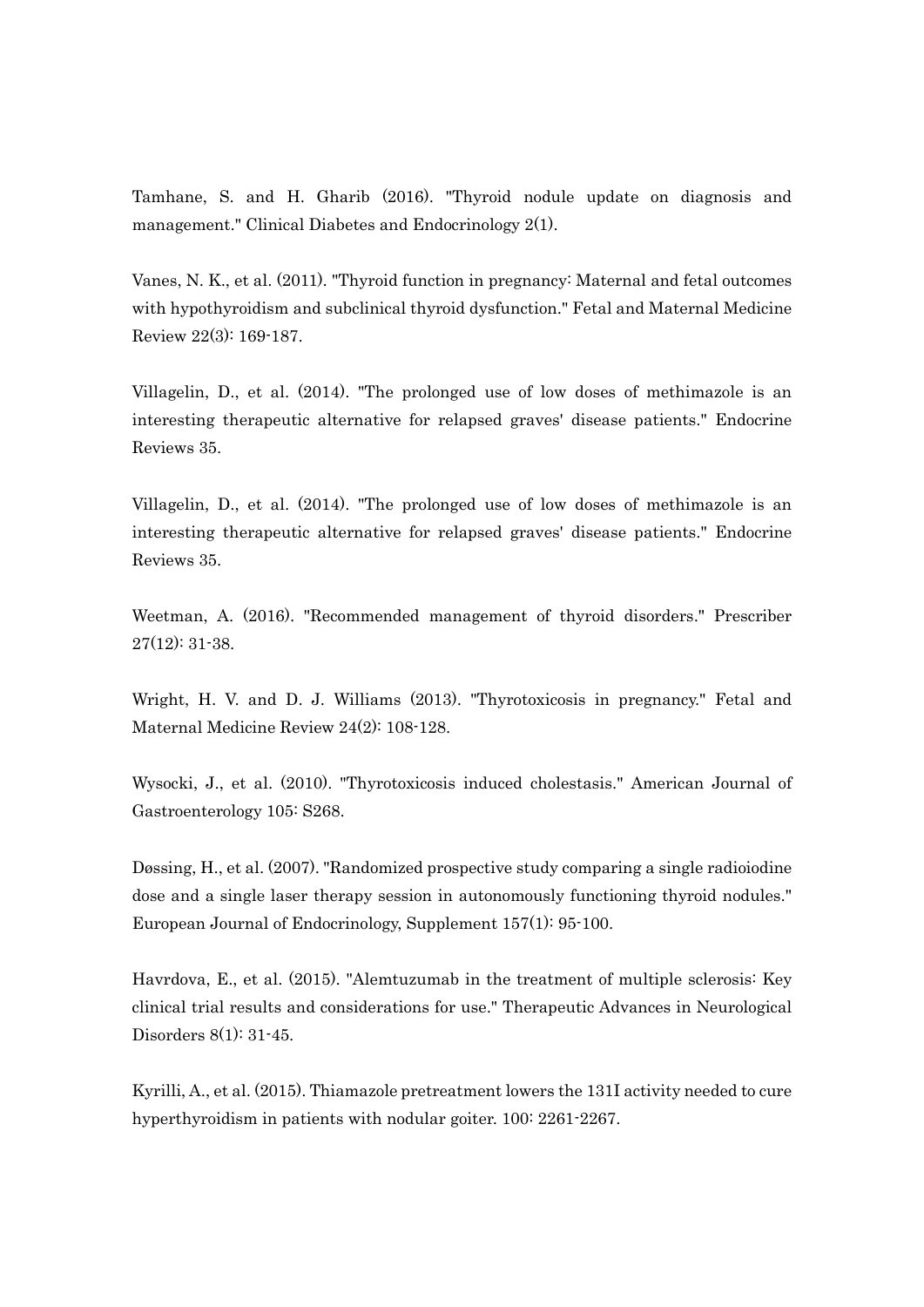Tamhane, S. and H. Gharib (2016). "Thyroid nodule update on diagnosis and management." Clinical Diabetes and Endocrinology 2(1).

Vanes, N. K., et al. (2011). "Thyroid function in pregnancy: Maternal and fetal outcomes with hypothyroidism and subclinical thyroid dysfunction." Fetal and Maternal Medicine Review 22(3): 169-187.

Villagelin, D., et al. (2014). "The prolonged use of low doses of methimazole is an interesting therapeutic alternative for relapsed graves' disease patients." Endocrine Reviews 35.

Villagelin, D., et al. (2014). "The prolonged use of low doses of methimazole is an interesting therapeutic alternative for relapsed graves' disease patients." Endocrine Reviews 35.

Weetman, A. (2016). "Recommended management of thyroid disorders." Prescriber 27(12): 31-38.

Wright, H. V. and D. J. Williams (2013). "Thyrotoxicosis in pregnancy." Fetal and Maternal Medicine Review 24(2): 108-128.

Wysocki, J., et al. (2010). "Thyrotoxicosis induced cholestasis." American Journal of Gastroenterology 105: S268.

Døssing, H., et al. (2007). "Randomized prospective study comparing a single radioiodine dose and a single laser therapy session in autonomously functioning thyroid nodules." European Journal of Endocrinology, Supplement 157(1): 95-100.

Havrdova, E., et al. (2015). "Alemtuzumab in the treatment of multiple sclerosis: Key clinical trial results and considerations for use." Therapeutic Advances in Neurological Disorders 8(1): 31-45.

Kyrilli, A., et al. (2015). Thiamazole pretreatment lowers the 131I activity needed to cure hyperthyroidism in patients with nodular goiter. 100: 2261-2267.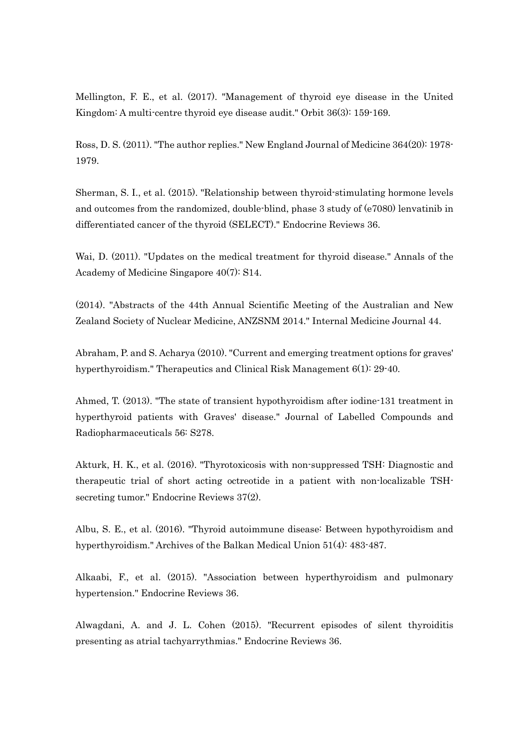Mellington, F. E., et al. (2017). "Management of thyroid eye disease in the United Kingdom: A multi-centre thyroid eye disease audit." Orbit 36(3): 159-169.

Ross, D. S. (2011). "The author replies." New England Journal of Medicine 364(20): 1978-1979.

Sherman, S. I., et al. (2015). "Relationship between thyroid-stimulating hormone levels and outcomes from the randomized, double-blind, phase 3 study of (e7080) lenvatinib in differentiated cancer of the thyroid (SELECT)." Endocrine Reviews 36.

Wai, D. (2011). "Updates on the medical treatment for thyroid disease." Annals of the Academy of Medicine Singapore 40(7): S14.

(2014). "Abstracts of the 44th Annual Scientific Meeting of the Australian and New Zealand Society of Nuclear Medicine, ANZSNM 2014." Internal Medicine Journal 44.

Abraham, P. and S. Acharya (2010). "Current and emerging treatment options for graves' hyperthyroidism." Therapeutics and Clinical Risk Management 6(1): 29-40.

Ahmed, T. (2013). "The state of transient hypothyroidism after iodine-131 treatment in hyperthyroid patients with Graves' disease." Journal of Labelled Compounds and Radiopharmaceuticals 56: S278.

Akturk, H. K., et al. (2016). "Thyrotoxicosis with non-suppressed TSH: Diagnostic and therapeutic trial of short acting octreotide in a patient with non-localizable TSH-secreting tumor." Endocrine Reviews 37(2).

Albu, S. E., et al. (2016). "Thyroid autoimmune disease: Between hypothyroidism and hyperthyroidism." Archives of the Balkan Medical Union 51(4): 483-487.

Alkaabi, F., et al. (2015). "Association between hyperthyroidism and pulmonary hypertension." Endocrine Reviews 36.

Alwagdani, A. and J. L. Cohen (2015). "Recurrent episodes of silent thyroiditis presenting as atrial tachyarrythmias." Endocrine Reviews 36.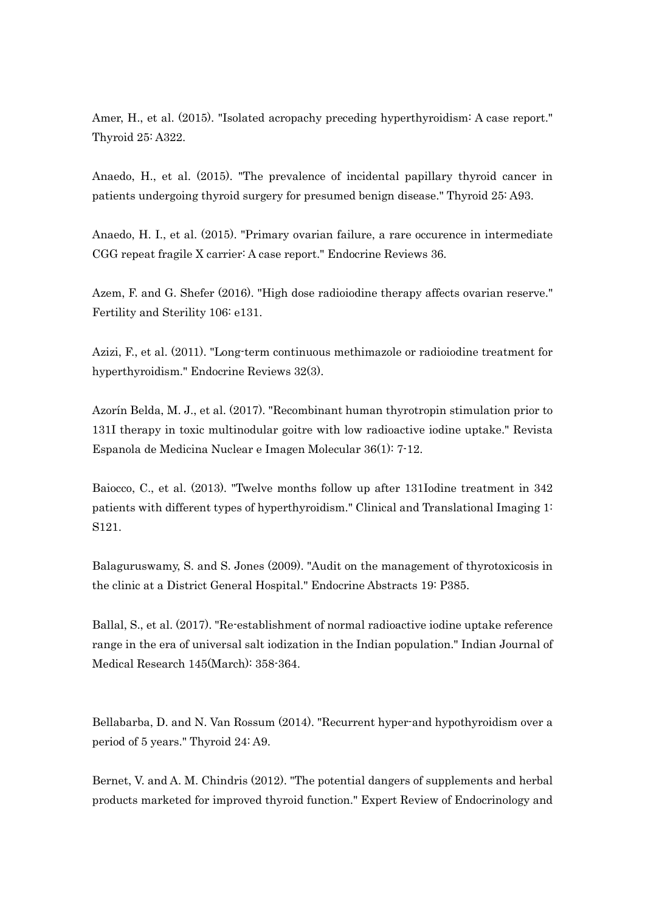Amer, H., et al. (2015). "Isolated acropachy preceding hyperthyroidism: A case report." Thyroid 25: A322.

Anaedo, H., et al. (2015). "The prevalence of incidental papillary thyroid cancer in patients undergoing thyroid surgery for presumed benign disease." Thyroid 25: A93.

Anaedo, H. I., et al. (2015). "Primary ovarian failure, a rare occurence in intermediate CGG repeat fragile X carrier: A case report." Endocrine Reviews 36.

Azem, F. and G. Shefer (2016). "High dose radioiodine therapy affects ovarian reserve." Fertility and Sterility 106: e131.

Azizi, F., et al. (2011). "Long-term continuous methimazole or radioiodine treatment for hyperthyroidism." Endocrine Reviews 32(3).

Azorín Belda, M. J., et al. (2017). "Recombinant human thyrotropin stimulation prior to 131I therapy in toxic multinodular goitre with low radioactive iodine uptake." Revista Espanola de Medicina Nuclear e Imagen Molecular 36(1): 7-12.

Baiocco, C., et al. (2013). "Twelve months follow up after 131Iodine treatment in 342 patients with different types of hyperthyroidism." Clinical and Translational Imaging 1: S121.

Balaguruswamy, S. and S. Jones (2009). "Audit on the management of thyrotoxicosis in the clinic at a District General Hospital." Endocrine Abstracts 19: P385.

Ballal, S., et al. (2017). "Re-establishment of normal radioactive iodine uptake reference range in the era of universal salt iodization in the Indian population." Indian Journal of Medical Research 145(March): 358-364.

Bellabarba, D. and N. Van Rossum (2014). "Recurrent hyper-and hypothyroidism over a period of 5 years." Thyroid 24: A9.

Bernet, V. and A. M. Chindris (2012). "The potential dangers of supplements and herbal products marketed for improved thyroid function." Expert Review of Endocrinology and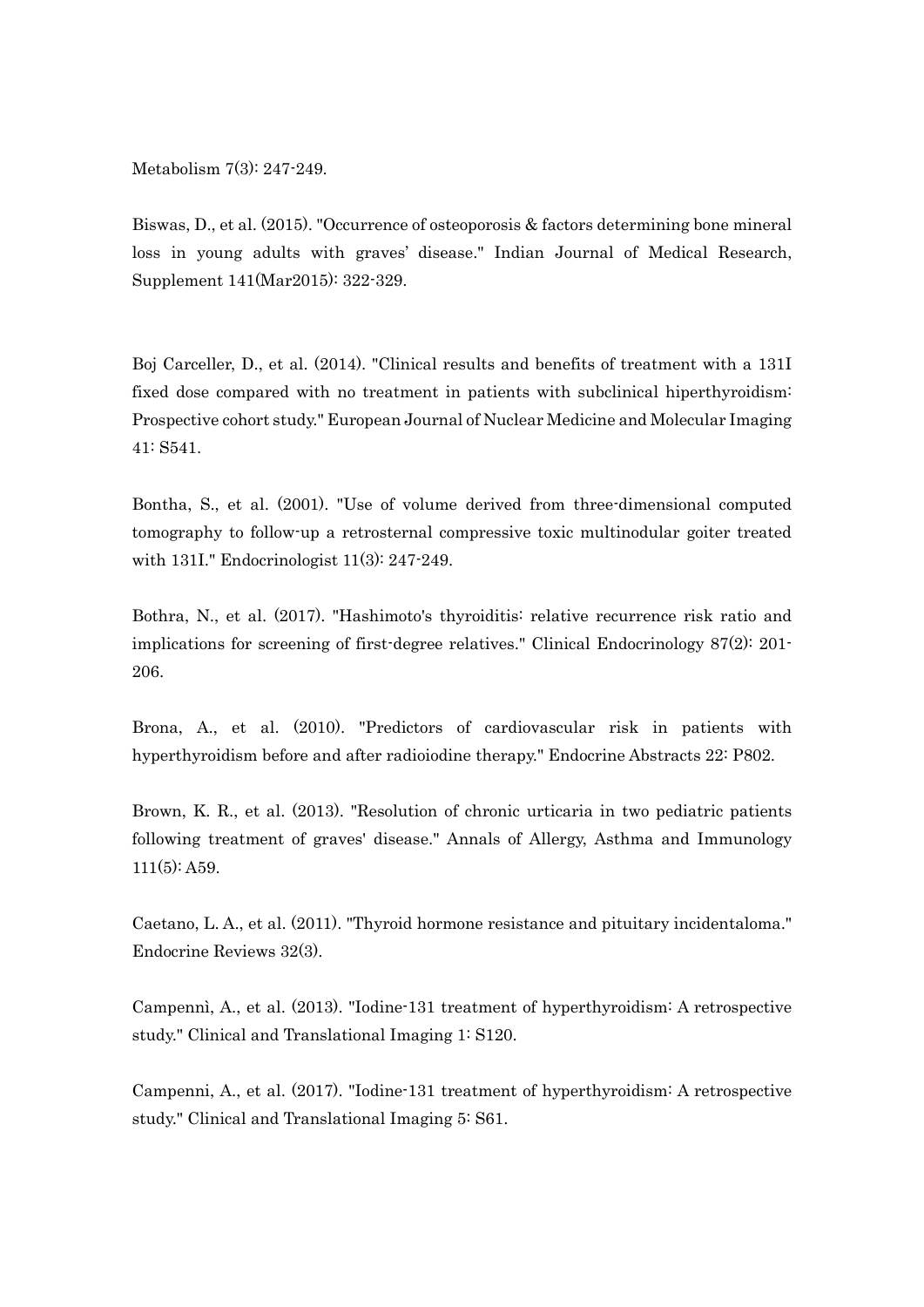Metabolism 7(3): 247-249.

Biswas, D., et al. (2015). "Occurrence of osteoporosis & factors determining bone mineral loss in young adults with graves' disease." Indian Journal of Medical Research, Supplement 141(Mar2015): 322-329.

Boj Carceller, D., et al. (2014). "Clinical results and benefits of treatment with a 131I fixed dose compared with no treatment in patients with subclinical hiperthyroidism: Prospective cohort study." European Journal of Nuclear Medicine and Molecular Imaging 41: S541.

Bontha, S., et al. (2001). "Use of volume derived from three-dimensional computed tomography to follow-up a retrosternal compressive toxic multinodular goiter treated with 131I." Endocrinologist 11(3): 247-249.

Bothra, N., et al. (2017). "Hashimoto's thyroiditis: relative recurrence risk ratio and implications for screening of first-degree relatives." Clinical Endocrinology 87(2): 201-206.

Brona, A., et al. (2010). "Predictors of cardiovascular risk in patients with hyperthyroidism before and after radioiodine therapy." Endocrine Abstracts 22: P802.

Brown, K. R., et al. (2013). "Resolution of chronic urticaria in two pediatric patients following treatment of graves' disease." Annals of Allergy, Asthma and Immunology 111(5): A59.

Caetano, L. A., et al. (2011). "Thyroid hormone resistance and pituitary incidentaloma." Endocrine Reviews 32(3).

Campennì, A., et al. (2013). "Iodine-131 treatment of hyperthyroidism: A retrospective study." Clinical and Translational Imaging 1: S120.

Campenni, A., et al. (2017). "Iodine-131 treatment of hyperthyroidism: A retrospective study." Clinical and Translational Imaging 5: S61.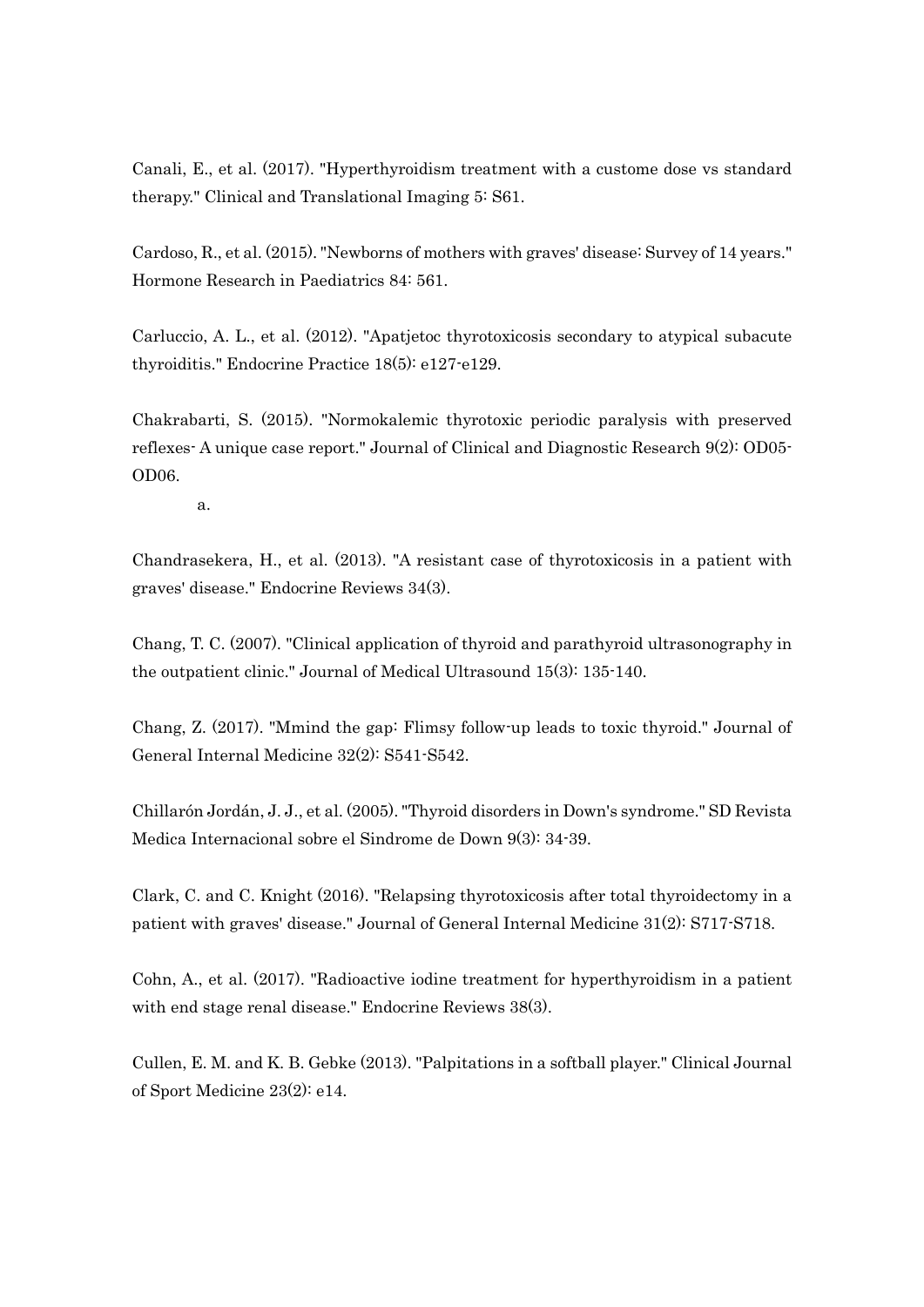Canali, E., et al. (2017). "Hyperthyroidism treatment with a custome dose vs standard therapy." Clinical and Translational Imaging 5: S61.

Cardoso, R., et al. (2015). "Newborns of mothers with graves' disease: Survey of 14 years." Hormone Research in Paediatrics 84: 561.

Carluccio, A. L., et al. (2012). "Apatjetoc thyrotoxicosis secondary to atypical subacute thyroiditis." Endocrine Practice 18(5): e127-e129.

Chakrabarti, S. (2015). "Normokalemic thyrotoxic periodic paralysis with preserved reflexes- A unique case report." Journal of Clinical and Diagnostic Research 9(2): OD05-OD06.

a.

Chandrasekera, H., et al. (2013). "A resistant case of thyrotoxicosis in a patient with graves' disease." Endocrine Reviews 34(3).

Chang, T. C. (2007). "Clinical application of thyroid and parathyroid ultrasonography in the outpatient clinic." Journal of Medical Ultrasound 15(3): 135-140.

Chang, Z. (2017). "Mmind the gap: Flimsy follow-up leads to toxic thyroid." Journal of General Internal Medicine 32(2): S541-S542.

Chillarón Jordán, J. J., et al. (2005). "Thyroid disorders in Down's syndrome." SD Revista Medica Internacional sobre el Sindrome de Down 9(3): 34-39.

Clark, C. and C. Knight (2016). "Relapsing thyrotoxicosis after total thyroidectomy in a patient with graves' disease." Journal of General Internal Medicine 31(2): S717-S718.

Cohn, A., et al. (2017). "Radioactive iodine treatment for hyperthyroidism in a patient with end stage renal disease." Endocrine Reviews 38(3).

Cullen, E. M. and K. B. Gebke (2013). "Palpitations in a softball player." Clinical Journal of Sport Medicine 23(2): e14.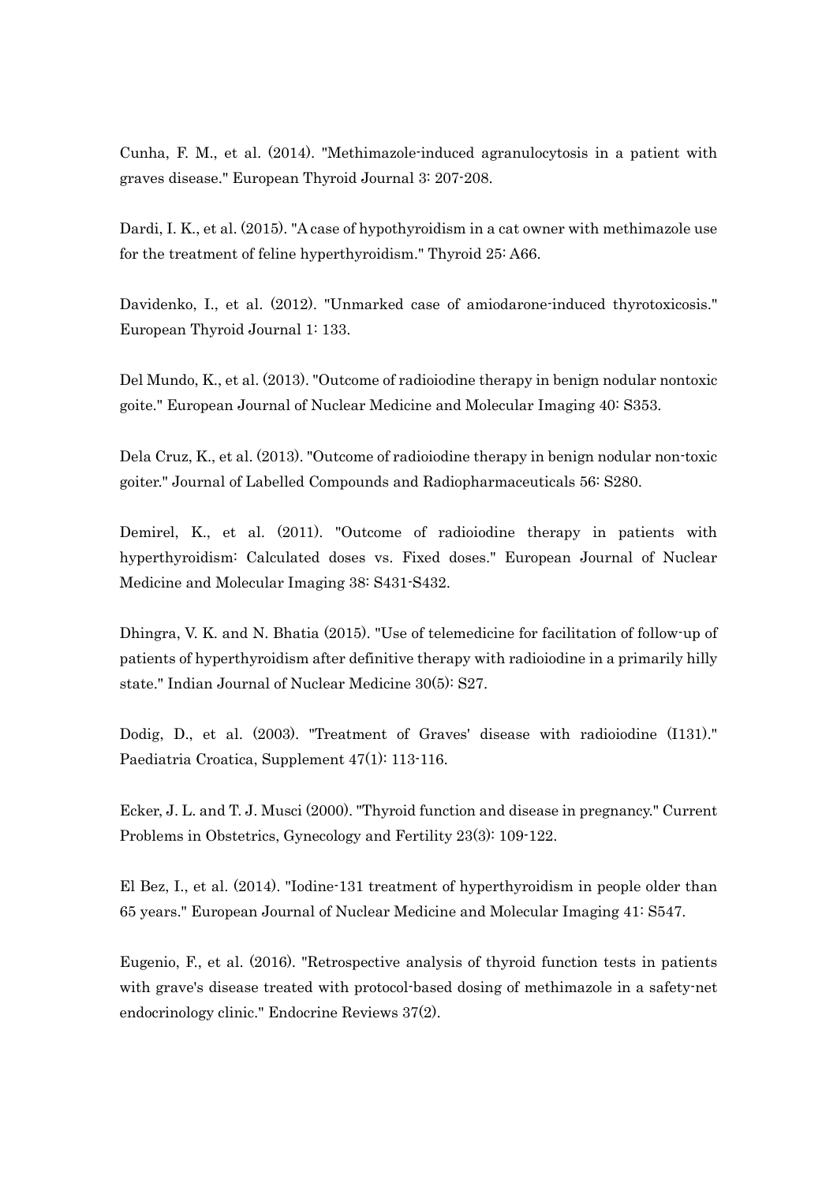Cunha, F. M., et al. (2014). "Methimazole-induced agranulocytosis in a patient with graves disease." European Thyroid Journal 3: 207-208.

Dardi, I. K., et al. (2015). "A case of hypothyroidism in a cat owner with methimazole use for the treatment of feline hyperthyroidism." Thyroid 25: A66.

Davidenko, I., et al. (2012). "Unmarked case of amiodarone-induced thyrotoxicosis." European Thyroid Journal 1: 133.

Del Mundo, K., et al. (2013). "Outcome of radioiodine therapy in benign nodular nontoxic goite." European Journal of Nuclear Medicine and Molecular Imaging 40: S353.

Dela Cruz, K., et al. (2013). "Outcome of radioiodine therapy in benign nodular non-toxic goiter." Journal of Labelled Compounds and Radiopharmaceuticals 56: S280.

Demirel, K., et al. (2011). "Outcome of radioiodine therapy in patients with hyperthyroidism: Calculated doses vs. Fixed doses." European Journal of Nuclear Medicine and Molecular Imaging 38: S431-S432.

Dhingra, V. K. and N. Bhatia (2015). "Use of telemedicine for facilitation of follow-up of patients of hyperthyroidism after definitive therapy with radioiodine in a primarily hilly state." Indian Journal of Nuclear Medicine 30(5): S27.

Dodig, D., et al. (2003). "Treatment of Graves' disease with radioiodine (I131)." Paediatria Croatica, Supplement 47(1): 113-116.

Ecker, J. L. and T. J. Musci (2000). "Thyroid function and disease in pregnancy." Current Problems in Obstetrics, Gynecology and Fertility 23(3): 109-122.

El Bez, I., et al. (2014). "Iodine-131 treatment of hyperthyroidism in people older than 65 years." European Journal of Nuclear Medicine and Molecular Imaging 41: S547.

Eugenio, F., et al. (2016). "Retrospective analysis of thyroid function tests in patients with grave's disease treated with protocol-based dosing of methimazole in a safety-net endocrinology clinic." Endocrine Reviews 37(2).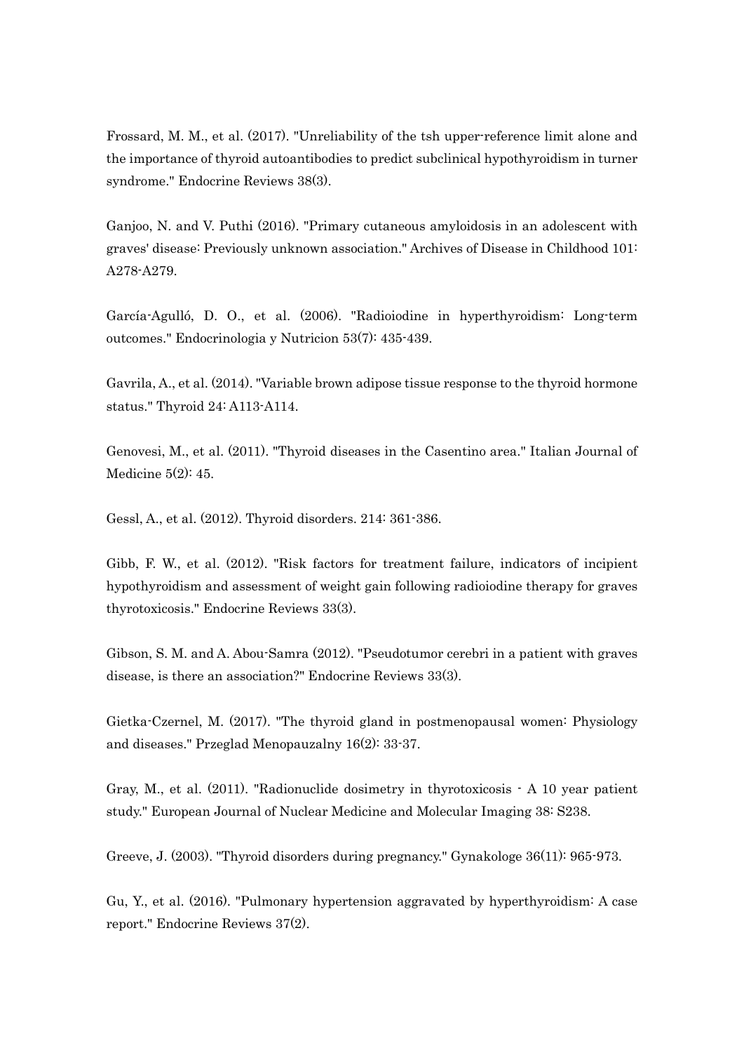Frossard, M. M., et al. (2017). "Unreliability of the tsh upper-reference limit alone and the importance of thyroid autoantibodies to predict subclinical hypothyroidism in turner syndrome." Endocrine Reviews 38(3).

Ganjoo, N. and V. Puthi (2016). "Primary cutaneous amyloidosis in an adolescent with graves' disease: Previously unknown association." Archives of Disease in Childhood 101: A278-A279.

García-Agulló, D. O., et al. (2006). "Radioiodine in hyperthyroidism: Long-term outcomes." Endocrinologia y Nutricion 53(7): 435-439.

Gavrila, A., et al. (2014). "Variable brown adipose tissue response to the thyroid hormone status." Thyroid 24: A113-A114.

Genovesi, M., et al. (2011). "Thyroid diseases in the Casentino area." Italian Journal of Medicine 5(2): 45.

Gessl, A., et al. (2012). Thyroid disorders. 214: 361-386.

Gibb, F. W., et al. (2012). "Risk factors for treatment failure, indicators of incipient hypothyroidism and assessment of weight gain following radioiodine therapy for graves thyrotoxicosis." Endocrine Reviews 33(3).

Gibson, S. M. and A. Abou-Samra (2012). "Pseudotumor cerebri in a patient with graves disease, is there an association?" Endocrine Reviews 33(3).

Gietka-Czernel, M. (2017). "The thyroid gland in postmenopausal women: Physiology and diseases." Przeglad Menopauzalny 16(2): 33-37.

Gray, M., et al. (2011). "Radionuclide dosimetry in thyrotoxicosis - A 10 year patient study." European Journal of Nuclear Medicine and Molecular Imaging 38: S238.

Greeve, J. (2003). "Thyroid disorders during pregnancy." Gynakologe 36(11): 965-973.

Gu, Y., et al. (2016). "Pulmonary hypertension aggravated by hyperthyroidism: A case report." Endocrine Reviews 37(2).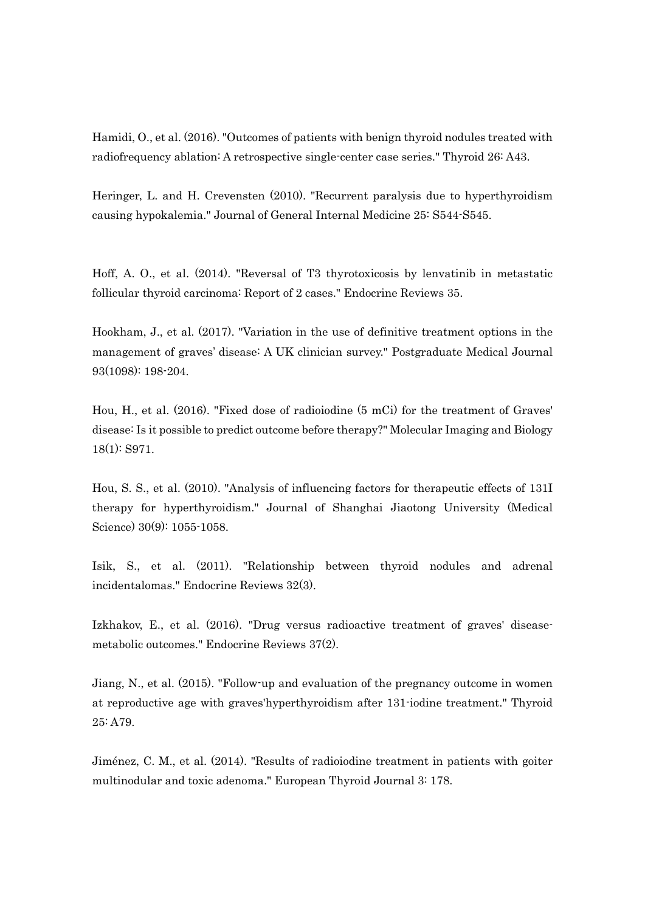Hamidi, O., et al. (2016). "Outcomes of patients with benign thyroid nodules treated with radiofrequency ablation: A retrospective single-center case series." Thyroid 26: A43.

Heringer, L. and H. Crevensten (2010). "Recurrent paralysis due to hyperthyroidism causing hypokalemia." Journal of General Internal Medicine 25: S544-S545.

Hoff, A. O., et al. (2014). "Reversal of T3 thyrotoxicosis by lenvatinib in metastatic follicular thyroid carcinoma: Report of 2 cases." Endocrine Reviews 35.

Hookham, J., et al. (2017). "Variation in the use of definitive treatment options in the management of graves' disease: A UK clinician survey." Postgraduate Medical Journal 93(1098): 198-204.

Hou, H., et al. (2016). "Fixed dose of radioiodine (5 mCi) for the treatment of Graves' disease: Is it possible to predict outcome before therapy?" Molecular Imaging and Biology 18(1): S971.

Hou, S. S., et al. (2010). "Analysis of influencing factors for therapeutic effects of 131I therapy for hyperthyroidism." Journal of Shanghai Jiaotong University (Medical Science) 30(9): 1055-1058.

Isik, S., et al. (2011). "Relationship between thyroid nodules and adrenal incidentalomas." Endocrine Reviews 32(3).

Izkhakov, E., et al. (2016). "Drug versus radioactive treatment of graves' disease-metabolic outcomes." Endocrine Reviews 37(2).

Jiang, N., et al. (2015). "Follow-up and evaluation of the pregnancy outcome in women at reproductive age with graves'hyperthyroidism after 131-iodine treatment." Thyroid 25: A79.

Jiménez, C. M., et al. (2014). "Results of radioiodine treatment in patients with goiter multinodular and toxic adenoma." European Thyroid Journal 3: 178.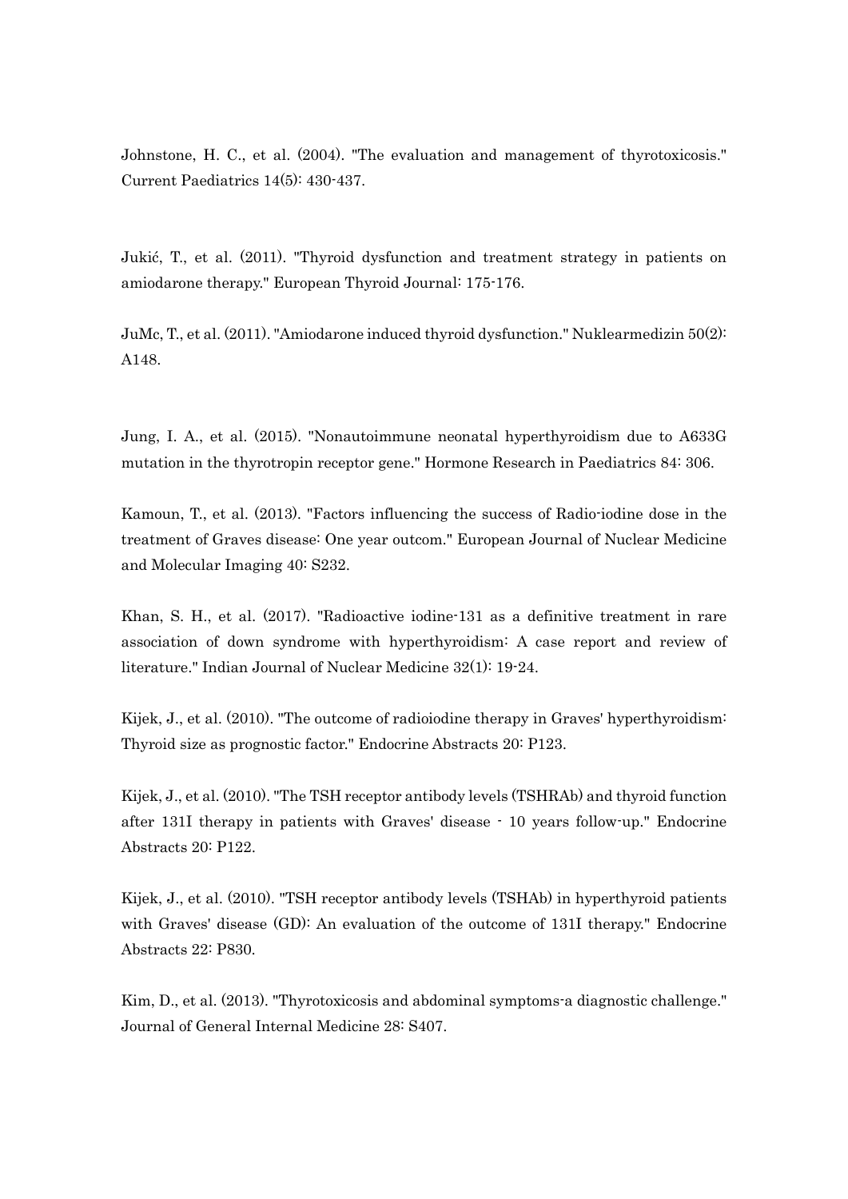Johnstone, H. C., et al. (2004). "The evaluation and management of thyrotoxicosis." Current Paediatrics 14(5): 430-437.

Jukić, T., et al. (2011). "Thyroid dysfunction and treatment strategy in patients on amiodarone therapy." European Thyroid Journal: 175-176.

JuMc, T., et al. (2011). "Amiodarone induced thyroid dysfunction." Nuklearmedizin 50(2): A148.

Jung, I. A., et al. (2015). "Nonautoimmune neonatal hyperthyroidism due to A633G mutation in the thyrotropin receptor gene." Hormone Research in Paediatrics 84: 306.

Kamoun, T., et al. (2013). "Factors influencing the success of Radio-iodine dose in the treatment of Graves disease: One year outcom." European Journal of Nuclear Medicine and Molecular Imaging 40: S232.

Khan, S. H., et al. (2017). "Radioactive iodine-131 as a definitive treatment in rare association of down syndrome with hyperthyroidism: A case report and review of literature." Indian Journal of Nuclear Medicine 32(1): 19-24.

Kijek, J., et al. (2010). "The outcome of radioiodine therapy in Graves' hyperthyroidism: Thyroid size as prognostic factor." Endocrine Abstracts 20: P123.

Kijek, J., et al. (2010). "The TSH receptor antibody levels (TSHRAb) and thyroid function after 131I therapy in patients with Graves' disease - 10 years follow-up." Endocrine Abstracts 20: P122.

Kijek, J., et al. (2010). "TSH receptor antibody levels (TSHAb) in hyperthyroid patients with Graves' disease (GD): An evaluation of the outcome of 131I therapy." Endocrine Abstracts 22: P830.

Kim, D., et al. (2013). "Thyrotoxicosis and abdominal symptoms-a diagnostic challenge." Journal of General Internal Medicine 28: S407.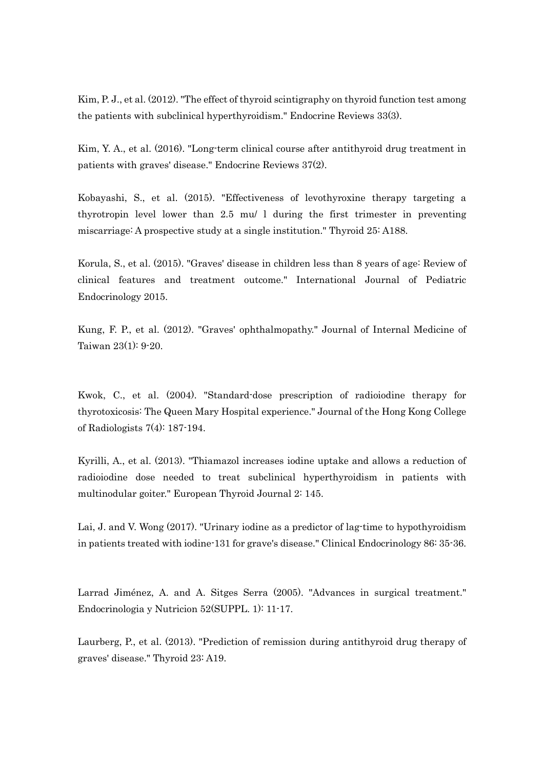Kim, P. J., et al. (2012). "The effect of thyroid scintigraphy on thyroid function test among the patients with subclinical hyperthyroidism." Endocrine Reviews 33(3).

Kim, Y. A., et al. (2016). "Long-term clinical course after antithyroid drug treatment in patients with graves' disease." Endocrine Reviews 37(2).

Kobayashi, S., et al. (2015). "Effectiveness of levothyroxine therapy targeting a thyrotropin level lower than 2.5 mu/ l during the first trimester in preventing miscarriage: A prospective study at a single institution." Thyroid 25: A188.

Korula, S., et al. (2015). "Graves' disease in children less than 8 years of age: Review of clinical features and treatment outcome." International Journal of Pediatric Endocrinology 2015.

Kung, F. P., et al. (2012). "Graves' ophthalmopathy." Journal of Internal Medicine of Taiwan 23(1): 9-20.

Kwok, C., et al. (2004). "Standard-dose prescription of radioiodine therapy for thyrotoxicosis: The Queen Mary Hospital experience." Journal of the Hong Kong College of Radiologists 7(4): 187-194.

Kyrilli, A., et al. (2013). "Thiamazol increases iodine uptake and allows a reduction of radioiodine dose needed to treat subclinical hyperthyroidism in patients with multinodular goiter." European Thyroid Journal 2: 145.

Lai, J. and V. Wong (2017). "Urinary iodine as a predictor of lag-time to hypothyroidism in patients treated with iodine-131 for grave's disease." Clinical Endocrinology 86: 35-36.

Larrad Jiménez, A. and A. Sitges Serra (2005). "Advances in surgical treatment." Endocrinologia y Nutricion 52(SUPPL. 1): 11-17.

Laurberg, P., et al. (2013). "Prediction of remission during antithyroid drug therapy of graves' disease." Thyroid 23: A19.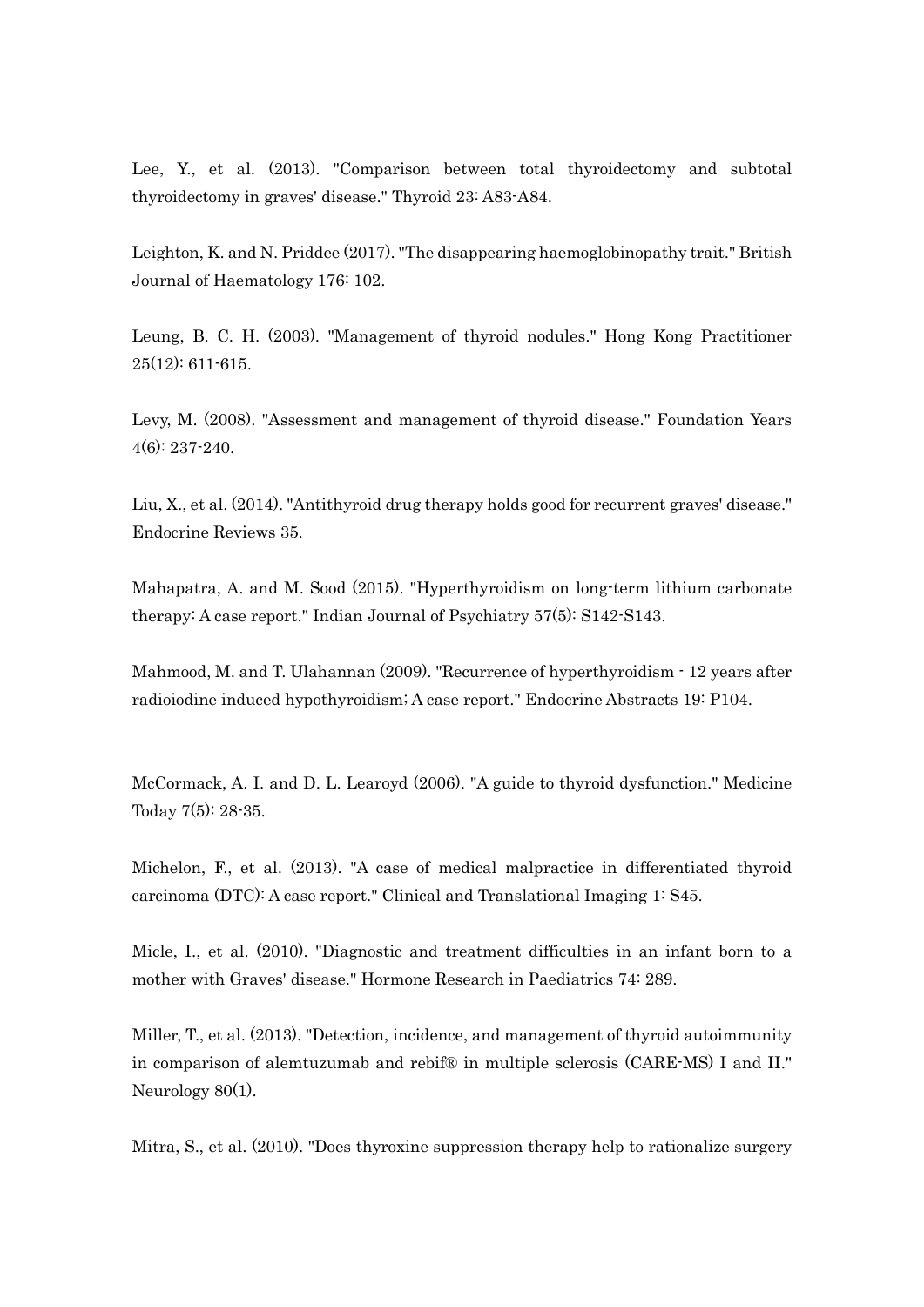Lee, Y., et al. (2013). "Comparison between total thyroidectomy and subtotal thyroidectomy in graves' disease." Thyroid 23: A83-A84.

Leighton, K. and N. Priddee (2017). "The disappearing haemoglobinopathy trait." British Journal of Haematology 176: 102.

Leung, B. C. H. (2003). "Management of thyroid nodules." Hong Kong Practitioner 25(12): 611-615.

Levy, M. (2008). "Assessment and management of thyroid disease." Foundation Years 4(6): 237-240.

Liu, X., et al. (2014). "Antithyroid drug therapy holds good for recurrent graves' disease." Endocrine Reviews 35.

Mahapatra, A. and M. Sood (2015). "Hyperthyroidism on long-term lithium carbonate therapy: A case report." Indian Journal of Psychiatry 57(5): S142-S143.

Mahmood, M. and T. Ulahannan (2009). "Recurrence of hyperthyroidism - 12 years after radioiodine induced hypothyroidism; A case report." Endocrine Abstracts 19: P104.

McCormack, A. I. and D. L. Learoyd (2006). "A guide to thyroid dysfunction." Medicine Today 7(5): 28-35.

Michelon, F., et al. (2013). "A case of medical malpractice in differentiated thyroid carcinoma (DTC): A case report." Clinical and Translational Imaging 1: S45.

Micle, I., et al. (2010). "Diagnostic and treatment difficulties in an infant born to a mother with Graves' disease." Hormone Research in Paediatrics 74: 289.

Miller, T., et al. (2013). "Detection, incidence, and management of thyroid autoimmunity in comparison of alemtuzumab and rebif® in multiple sclerosis (CARE-MS) I and II." Neurology 80(1).

Mitra, S., et al. (2010). "Does thyroxine suppression therapy help to rationalize surgery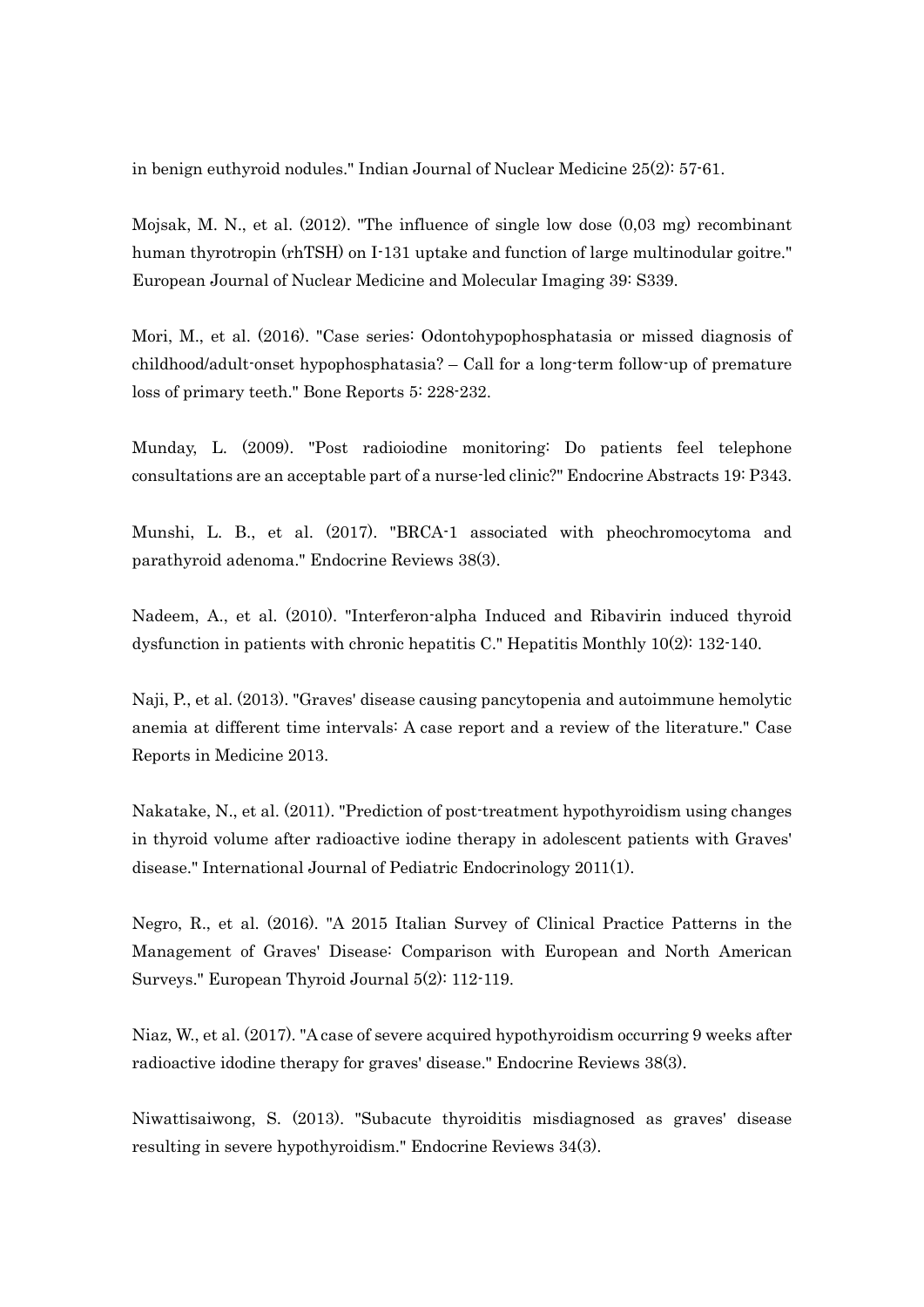in benign euthyroid nodules." Indian Journal of Nuclear Medicine 25(2): 57-61.

Mojsak, M. N., et al. (2012). "The influence of single low dose (0,03 mg) recombinant human thyrotropin (rhTSH) on I-131 uptake and function of large multinodular goitre." European Journal of Nuclear Medicine and Molecular Imaging 39: S339.

Mori, M., et al. (2016). "Case series: Odontohypophosphatasia or missed diagnosis of childhood/adult-onset hypophosphatasia? – Call for a long-term follow-up of premature loss of primary teeth." Bone Reports 5: 228-232.

Munday, L. (2009). "Post radioiodine monitoring: Do patients feel telephone consultations are an acceptable part of a nurse-led clinic?" Endocrine Abstracts 19: P343.

Munshi, L. B., et al. (2017). "BRCA-1 associated with pheochromocytoma and parathyroid adenoma." Endocrine Reviews 38(3).

Nadeem, A., et al. (2010). "Interferon-alpha Induced and Ribavirin induced thyroid dysfunction in patients with chronic hepatitis C." Hepatitis Monthly 10(2): 132-140.

Naji, P., et al. (2013). "Graves' disease causing pancytopenia and autoimmune hemolytic anemia at different time intervals: A case report and a review of the literature." Case Reports in Medicine 2013.

Nakatake, N., et al. (2011). "Prediction of post-treatment hypothyroidism using changes in thyroid volume after radioactive iodine therapy in adolescent patients with Graves' disease." International Journal of Pediatric Endocrinology 2011(1).

Negro, R., et al. (2016). "A 2015 Italian Survey of Clinical Practice Patterns in the Management of Graves' Disease: Comparison with European and North American Surveys." European Thyroid Journal 5(2): 112-119.

Niaz, W., et al. (2017). "A case of severe acquired hypothyroidism occurring 9 weeks after radioactive idodine therapy for graves' disease." Endocrine Reviews 38(3).

Niwattisaiwong, S. (2013). "Subacute thyroiditis misdiagnosed as graves' disease resulting in severe hypothyroidism." Endocrine Reviews 34(3).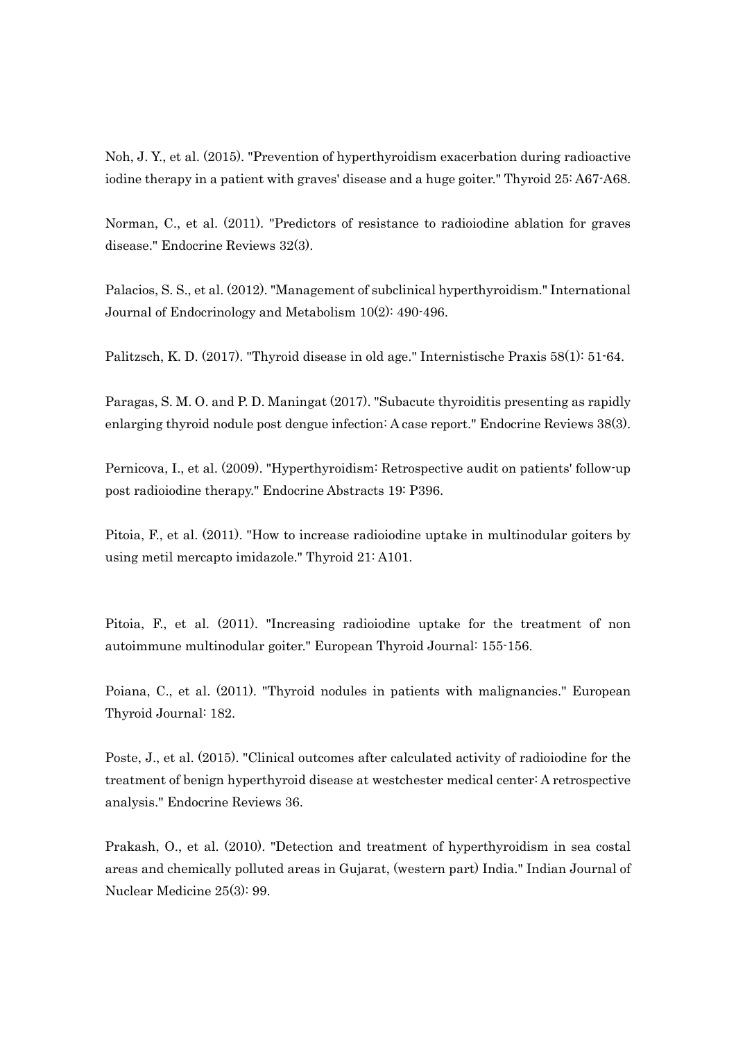Noh, J. Y., et al. (2015). "Prevention of hyperthyroidism exacerbation during radioactive iodine therapy in a patient with graves' disease and a huge goiter." Thyroid 25: A67-A68.

Norman, C., et al. (2011). "Predictors of resistance to radioiodine ablation for graves disease." Endocrine Reviews 32(3).

Palacios, S. S., et al. (2012). "Management of subclinical hyperthyroidism." International Journal of Endocrinology and Metabolism 10(2): 490-496.

Palitzsch, K. D. (2017). "Thyroid disease in old age." Internistische Praxis 58(1): 51-64.

Paragas, S. M. O. and P. D. Maningat (2017). "Subacute thyroiditis presenting as rapidly enlarging thyroid nodule post dengue infection: A case report." Endocrine Reviews 38(3).

Pernicova, I., et al. (2009). "Hyperthyroidism: Retrospective audit on patients' follow-up post radioiodine therapy." Endocrine Abstracts 19: P396.

Pitoia, F., et al. (2011). "How to increase radioiodine uptake in multinodular goiters by using metil mercapto imidazole." Thyroid 21: A101.

Pitoia, F., et al. (2011). "Increasing radioiodine uptake for the treatment of non autoimmune multinodular goiter." European Thyroid Journal: 155-156.

Poiana, C., et al. (2011). "Thyroid nodules in patients with malignancies." European Thyroid Journal: 182.

Poste, J., et al. (2015). "Clinical outcomes after calculated activity of radioiodine for the treatment of benign hyperthyroid disease at westchester medical center: A retrospective analysis." Endocrine Reviews 36.

Prakash, O., et al. (2010). "Detection and treatment of hyperthyroidism in sea costal areas and chemically polluted areas in Gujarat, (western part) India." Indian Journal of Nuclear Medicine 25(3): 99.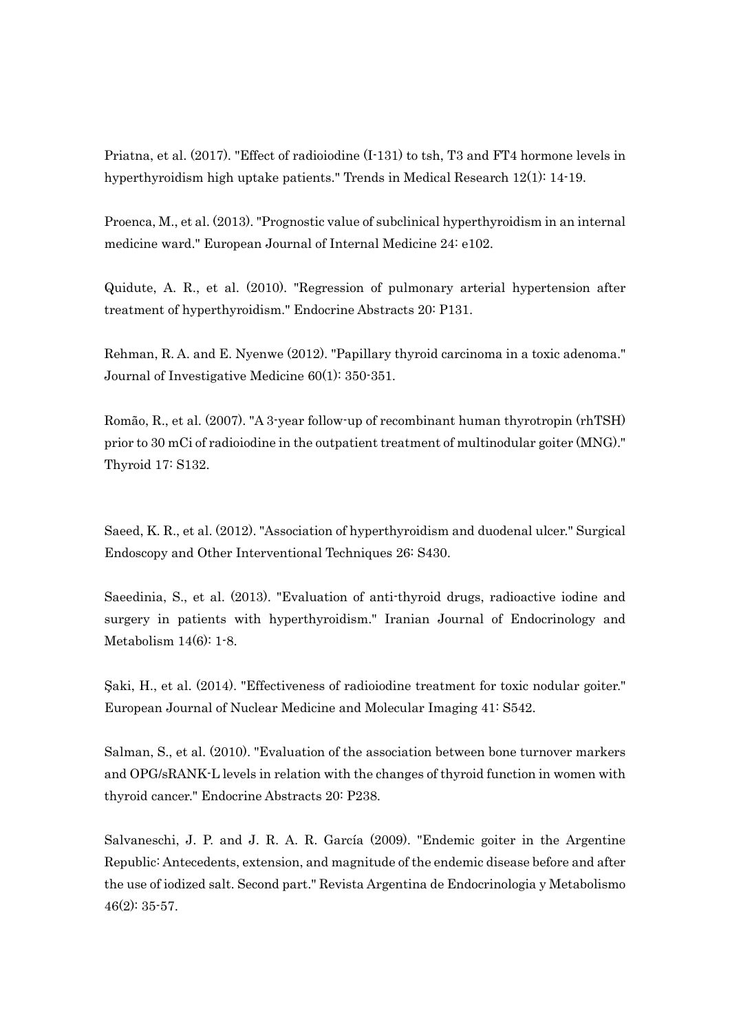Priatna, et al. (2017). "Effect of radioiodine (I-131) to tsh, T3 and FT4 hormone levels in hyperthyroidism high uptake patients." Trends in Medical Research 12(1): 14-19.

Proenca, M., et al. (2013). "Prognostic value of subclinical hyperthyroidism in an internal medicine ward." European Journal of Internal Medicine 24: e102.

Quidute, A. R., et al. (2010). "Regression of pulmonary arterial hypertension after treatment of hyperthyroidism." Endocrine Abstracts 20: P131.

Rehman, R. A. and E. Nyenwe (2012). "Papillary thyroid carcinoma in a toxic adenoma." Journal of Investigative Medicine 60(1): 350-351.

Romão, R., et al. (2007). "A 3-year follow-up of recombinant human thyrotropin (rhTSH) prior to 30 mCi of radioiodine in the outpatient treatment of multinodular goiter (MNG)." Thyroid 17: S132.

Saeed, K. R., et al. (2012). "Association of hyperthyroidism and duodenal ulcer." Surgical Endoscopy and Other Interventional Techniques 26: S430.

Saeedinia, S., et al. (2013). "Evaluation of anti-thyroid drugs, radioactive iodine and surgery in patients with hyperthyroidism." Iranian Journal of Endocrinology and Metabolism 14(6): 1-8.

Şaki, H., et al. (2014). "Effectiveness of radioiodine treatment for toxic nodular goiter." European Journal of Nuclear Medicine and Molecular Imaging 41: S542.

Salman, S., et al. (2010). "Evaluation of the association between bone turnover markers and OPG/sRANK-L levels in relation with the changes of thyroid function in women with thyroid cancer." Endocrine Abstracts 20: P238.

Salvaneschi, J. P. and J. R. A. R. García (2009). "Endemic goiter in the Argentine Republic: Antecedents, extension, and magnitude of the endemic disease before and after the use of iodized salt. Second part." Revista Argentina de Endocrinologia y Metabolismo 46(2): 35-57.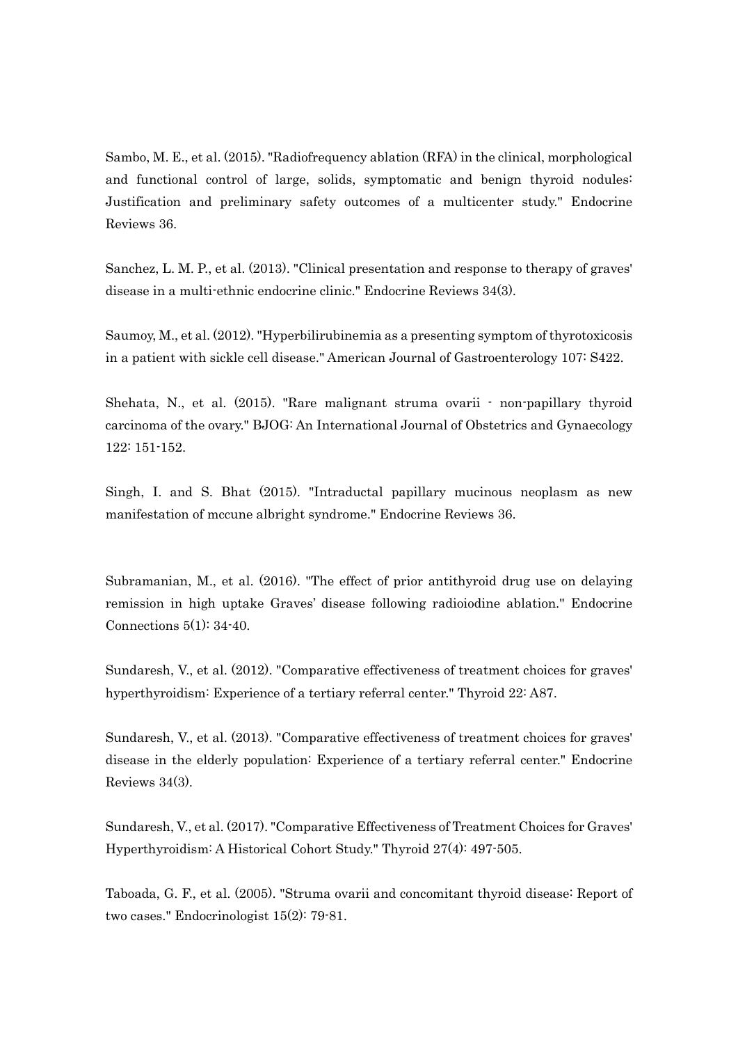Sambo, M. E., et al. (2015). "Radiofrequency ablation (RFA) in the clinical, morphological and functional control of large, solids, symptomatic and benign thyroid nodules: Justification and preliminary safety outcomes of a multicenter study." Endocrine Reviews 36.

Sanchez, L. M. P., et al. (2013). "Clinical presentation and response to therapy of graves' disease in a multi-ethnic endocrine clinic." Endocrine Reviews 34(3).

Saumoy, M., et al. (2012). "Hyperbilirubinemia as a presenting symptom of thyrotoxicosis in a patient with sickle cell disease." American Journal of Gastroenterology 107: S422.

Shehata, N., et al. (2015). "Rare malignant struma ovarii - non-papillary thyroid carcinoma of the ovary." BJOG: An International Journal of Obstetrics and Gynaecology 122: 151-152.

Singh, I. and S. Bhat (2015). "Intraductal papillary mucinous neoplasm as new manifestation of mccune albright syndrome." Endocrine Reviews 36.

Subramanian, M., et al. (2016). "The effect of prior antithyroid drug use on delaying remission in high uptake Graves' disease following radioiodine ablation." Endocrine Connections 5(1): 34-40.

Sundaresh, V., et al. (2012). "Comparative effectiveness of treatment choices for graves' hyperthyroidism: Experience of a tertiary referral center." Thyroid 22: A87.

Sundaresh, V., et al. (2013). "Comparative effectiveness of treatment choices for graves' disease in the elderly population: Experience of a tertiary referral center." Endocrine Reviews 34(3).

Sundaresh, V., et al. (2017). "Comparative Effectiveness of Treatment Choices for Graves' Hyperthyroidism: A Historical Cohort Study." Thyroid 27(4): 497-505.

Taboada, G. F., et al. (2005). "Struma ovarii and concomitant thyroid disease: Report of two cases." Endocrinologist 15(2): 79-81.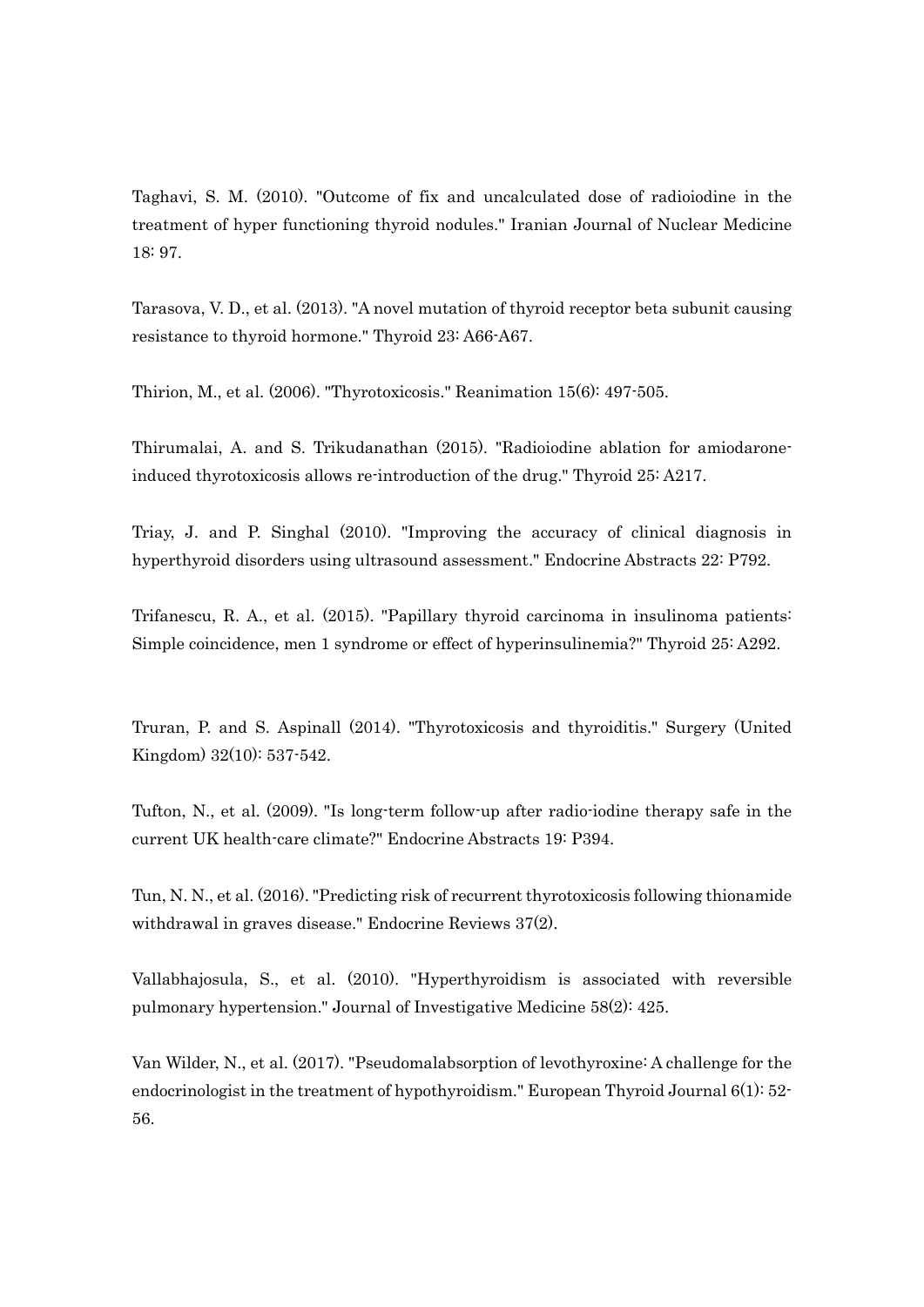Taghavi, S. M. (2010). "Outcome of fix and uncalculated dose of radioiodine in the treatment of hyper functioning thyroid nodules." Iranian Journal of Nuclear Medicine 18: 97.

Tarasova, V. D., et al. (2013). "A novel mutation of thyroid receptor beta subunit causing resistance to thyroid hormone." Thyroid 23: A66-A67.

Thirion, M., et al. (2006). "Thyrotoxicosis." Reanimation 15(6): 497-505.

Thirumalai, A. and S. Trikudanathan (2015). "Radioiodine ablation for amiodarone-induced thyrotoxicosis allows re-introduction of the drug." Thyroid 25: A217.

Triay, J. and P. Singhal (2010). "Improving the accuracy of clinical diagnosis in hyperthyroid disorders using ultrasound assessment." Endocrine Abstracts 22: P792.

Trifanescu, R. A., et al. (2015). "Papillary thyroid carcinoma in insulinoma patients: Simple coincidence, men 1 syndrome or effect of hyperinsulinemia?" Thyroid 25: A292.

Truran, P. and S. Aspinall (2014). "Thyrotoxicosis and thyroiditis." Surgery (United Kingdom) 32(10): 537-542.

Tufton, N., et al. (2009). "Is long-term follow-up after radio-iodine therapy safe in the current UK health-care climate?" Endocrine Abstracts 19: P394.

Tun, N. N., et al. (2016). "Predicting risk of recurrent thyrotoxicosis following thionamide withdrawal in graves disease." Endocrine Reviews 37(2).

Vallabhajosula, S., et al. (2010). "Hyperthyroidism is associated with reversible pulmonary hypertension." Journal of Investigative Medicine 58(2): 425.

Van Wilder, N., et al. (2017). "Pseudomalabsorption of levothyroxine: A challenge for the endocrinologist in the treatment of hypothyroidism." European Thyroid Journal 6(1): 52-56.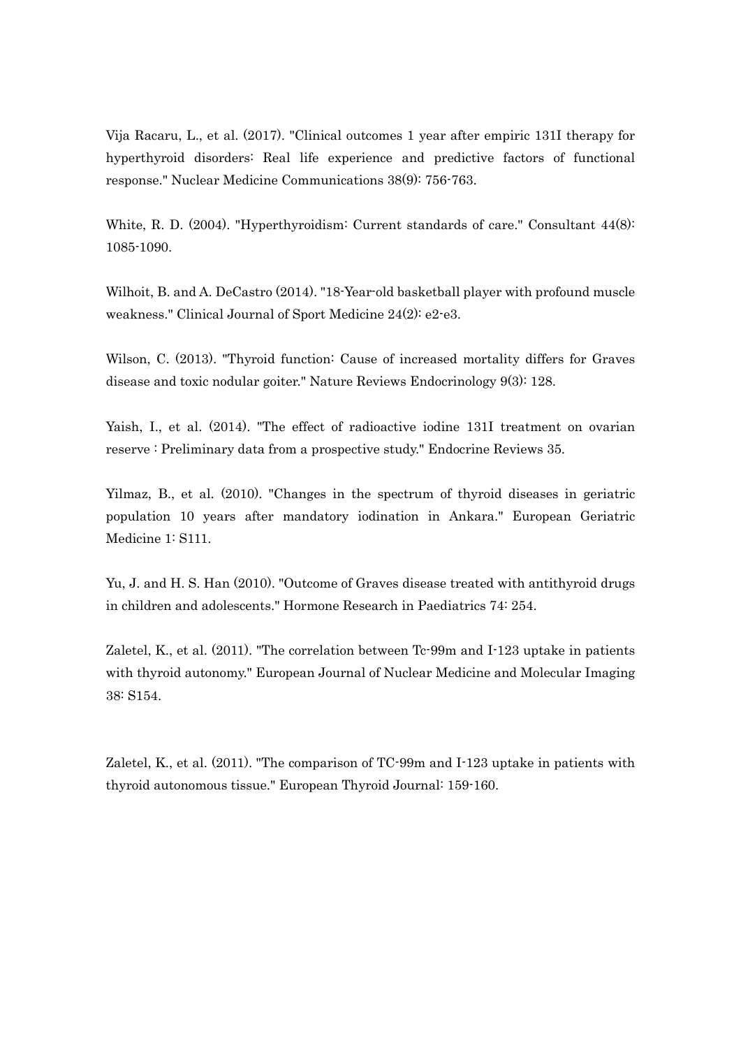Vija Racaru, L., et al. (2017). "Clinical outcomes 1 year after empiric 131I therapy for hyperthyroid disorders: Real life experience and predictive factors of functional response." Nuclear Medicine Communications 38(9): 756-763.

White, R. D. (2004). "Hyperthyroidism: Current standards of care." Consultant 44(8): 1085-1090.

Wilhoit, B. and A. DeCastro (2014). "18-Year-old basketball player with profound muscle weakness." Clinical Journal of Sport Medicine 24(2): e2-e3.

Wilson, C. (2013). "Thyroid function: Cause of increased mortality differs for Graves disease and toxic nodular goiter." Nature Reviews Endocrinology 9(3): 128.

Yaish, I., et al. (2014). "The effect of radioactive iodine 131I treatment on ovarian reserve : Preliminary data from a prospective study." Endocrine Reviews 35.

Yilmaz, B., et al. (2010). "Changes in the spectrum of thyroid diseases in geriatric population 10 years after mandatory iodination in Ankara." European Geriatric Medicine 1: S111.

Yu, J. and H. S. Han (2010). "Outcome of Graves disease treated with antithyroid drugs in children and adolescents." Hormone Research in Paediatrics 74: 254.

Zaletel, K., et al. (2011). "The correlation between Tc-99m and I-123 uptake in patients with thyroid autonomy." European Journal of Nuclear Medicine and Molecular Imaging 38: S154.

Zaletel, K., et al. (2011). "The comparison of TC-99m and I-123 uptake in patients with thyroid autonomous tissue." European Thyroid Journal: 159-160.